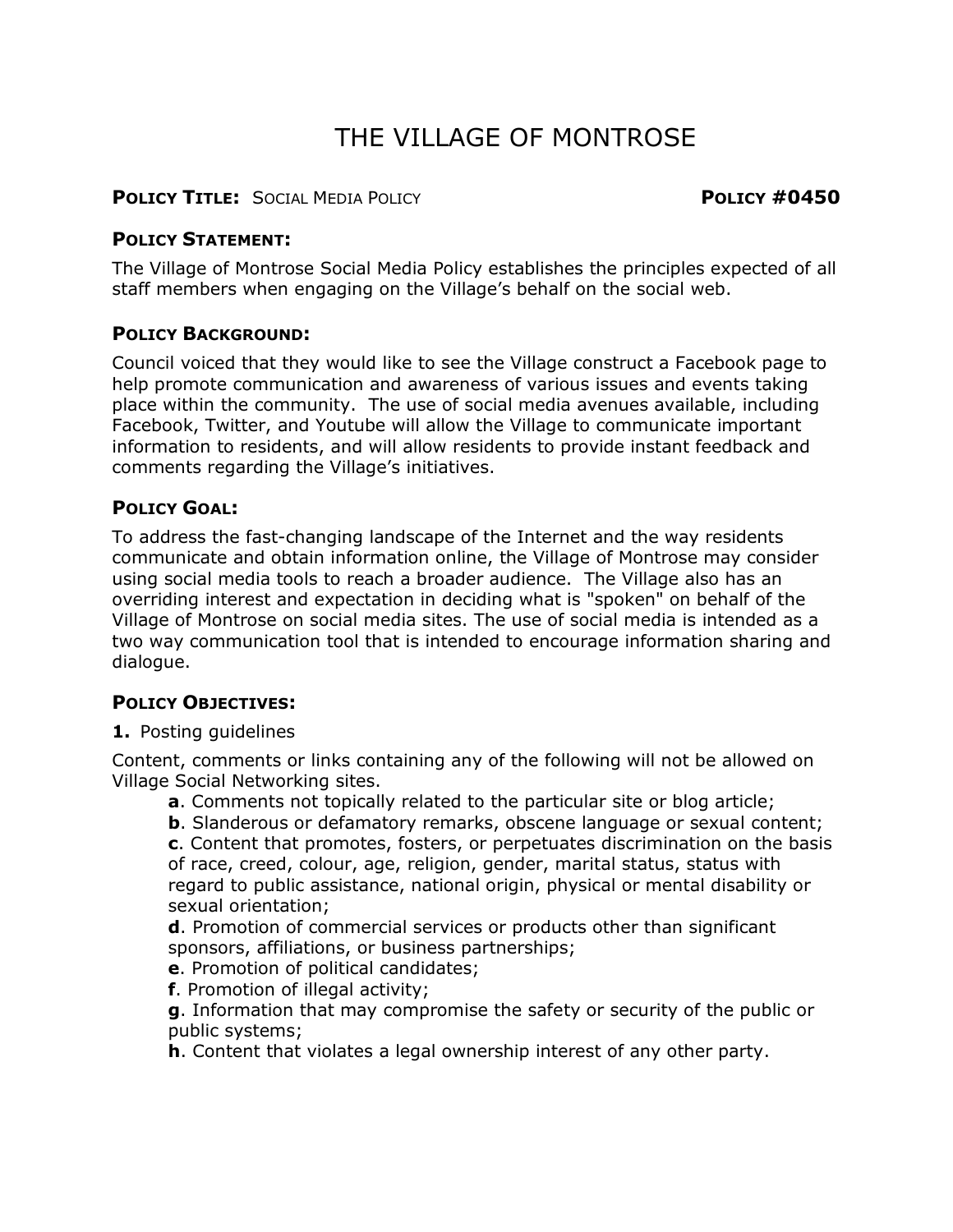# THE VILLAGE OF MONTROSE

**POLICY TITLE:** SOCIAL MEDIA POLICY **POLICY #0450**

## POLICY STATEMENT:

The Village of Montrose Social Media Policy establishes the principles expected of all staff members when engaging on the Village's behalf on the social web.

## POLICY BACKGROUND:

Council voiced that they would like to see the Village construct a Facebook page to help promote communication and awareness of various issues and events taking place within the community. The use of social media avenues available, including Facebook, Twitter, and Youtube will allow the Village to communicate important information to residents, and will allow residents to provide instant feedback and comments regarding the Village's initiatives.

## POLICY GOAL:

To address the fast-changing landscape of the Internet and the way residents communicate and obtain information online, the Village of Montrose may consider using social media tools to reach a broader audience. The Village also has an overriding interest and expectation in deciding what is "spoken" on behalf of the Village of Montrose on social media sites. The use of social media is intended as a two way communication tool that is intended to encourage information sharing and dialogue.

## POLICY OBJECTIVES:

**1.** Posting guidelines

Content, comments or links containing any of the following will not be allowed on Village Social Networking sites.

- **a**. Comments not topically related to the particular site or blog article;
- **b**. Slanderous or defamatory remarks, obscene language or sexual content;
- **c**. Content that promotes, fosters, or perpetuates discrimination on the basis of race, creed, colour, age, religion, gender, marital status, status with regard to public assistance, national origin, physical or mental disability or sexual orientation;
- **d**. Promotion of commercial services or products other than significant sponsors, affiliations, or business partnerships;
- **e**. Promotion of political candidates;
- **f**. Promotion of illegal activity;
- **g**. Information that may compromise the safety or security of the public or public systems;
- **h**. Content that violates a legal ownership interest of any other party.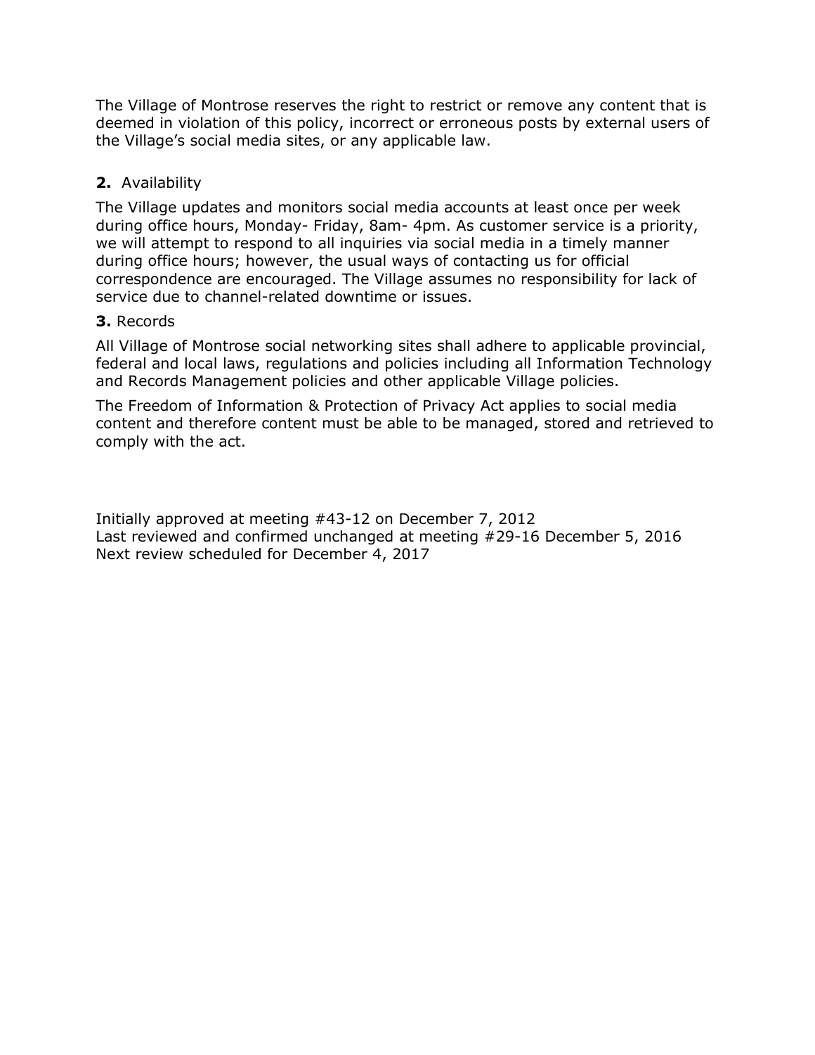The Village of Montrose reserves the right to restrict or remove any content that is deemed in violation of this policy, incorrect or erroneous posts by external users of the Village's social media sites, or any applicable law.

**2.** Availability

The Village updates and monitors social media accounts at least once per week during office hours, Monday- Friday, 8am- 4pm. As customer service is a priority, we will attempt to respond to all inquiries via social media in a timely manner during office hours; however, the usual ways of contacting us for official correspondence are encouraged. The Village assumes no responsibility for lack of service due to channel-related downtime or issues.

**3.** Records

All Village of Montrose social networking sites shall adhere to applicable provincial, federal and local laws, regulations and policies including all Information Technology and Records Management policies and other applicable Village policies.

The Freedom of Information & Protection of Privacy Act applies to social media content and therefore content must be able to be managed, stored and retrieved to comply with the act.

Initially approved at meeting #43-12 on December 7, 2012
Last reviewed and confirmed unchanged at meeting #29-16 December 5, 2016
Next review scheduled for December 4, 2017